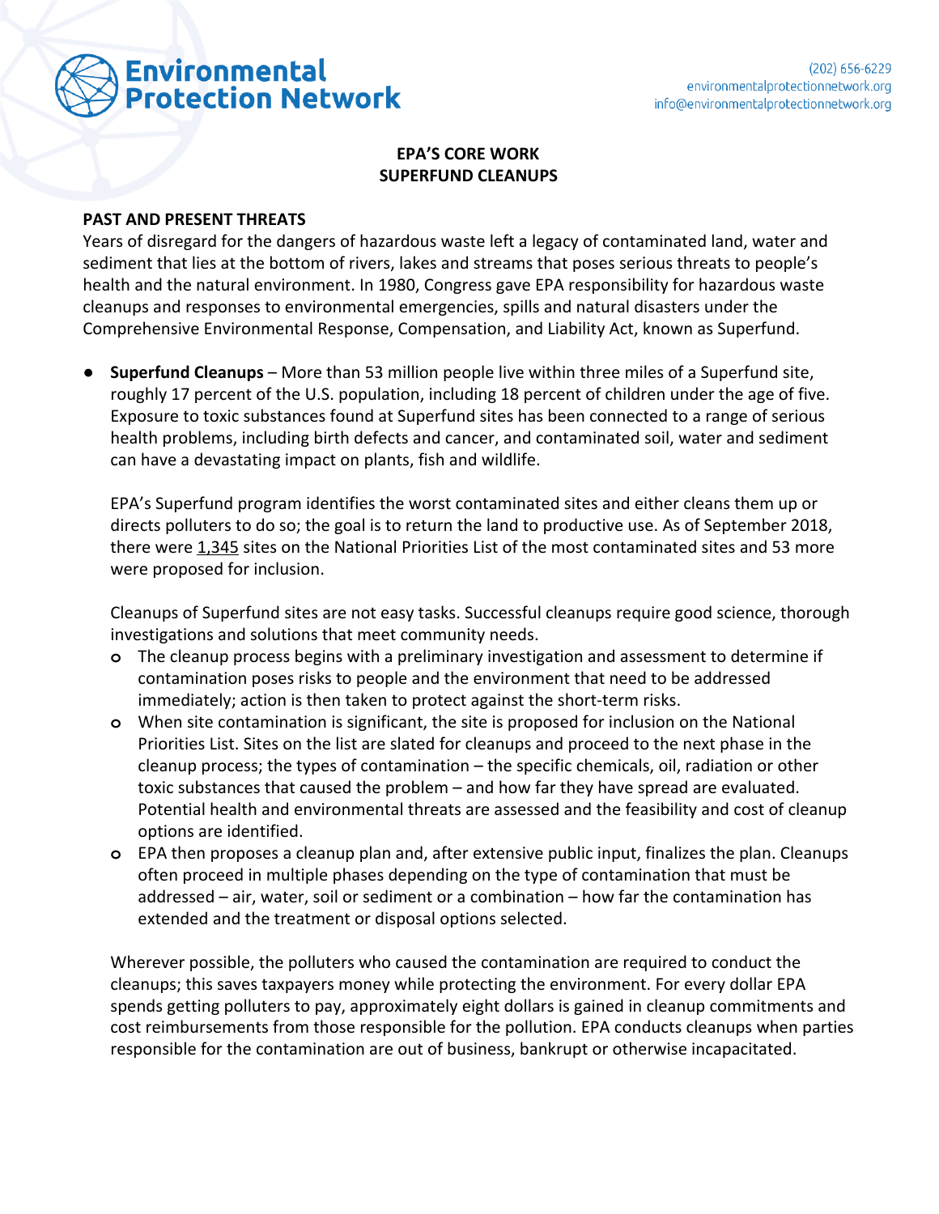Environmental Protection Network

(202) 656-6229
environmentalprotectionnetwork.org
info@environmentalprotectionnetwork.org

# EPA'S CORE WORK
# SUPERFUND CLEANUPS

## PAST AND PRESENT THREATS

Years of disregard for the dangers of hazardous waste left a legacy of contaminated land, water and sediment that lies at the bottom of rivers, lakes and streams that poses serious threats to people's health and the natural environment. In 1980, Congress gave EPA responsibility for hazardous waste cleanups and responses to environmental emergencies, spills and natural disasters under the Comprehensive Environmental Response, Compensation, and Liability Act, known as Superfund.

- **Superfund Cleanups** – More than 53 million people live within three miles of a Superfund site, roughly 17 percent of the U.S. population, including 18 percent of children under the age of five. Exposure to toxic substances found at Superfund sites has been connected to a range of serious health problems, including birth defects and cancer, and contaminated soil, water and sediment can have a devastating impact on plants, fish and wildlife.

  EPA's Superfund program identifies the worst contaminated sites and either cleans them up or directs polluters to do so; the goal is to return the land to productive use. As of September 2018, there were 1,345 sites on the National Priorities List of the most contaminated sites and 53 more were proposed for inclusion.

  Cleanups of Superfund sites are not easy tasks. Successful cleanups require good science, thorough investigations and solutions that meet community needs.

  - The cleanup process begins with a preliminary investigation and assessment to determine if contamination poses risks to people and the environment that need to be addressed immediately; action is then taken to protect against the short-term risks.
  - When site contamination is significant, the site is proposed for inclusion on the National Priorities List. Sites on the list are slated for cleanups and proceed to the next phase in the cleanup process; the types of contamination – the specific chemicals, oil, radiation or other toxic substances that caused the problem – and how far they have spread are evaluated. Potential health and environmental threats are assessed and the feasibility and cost of cleanup options are identified.
  - EPA then proposes a cleanup plan and, after extensive public input, finalizes the plan. Cleanups often proceed in multiple phases depending on the type of contamination that must be addressed – air, water, soil or sediment or a combination – how far the contamination has extended and the treatment or disposal options selected.

  Wherever possible, the polluters who caused the contamination are required to conduct the cleanups; this saves taxpayers money while protecting the environment. For every dollar EPA spends getting polluters to pay, approximately eight dollars is gained in cleanup commitments and cost reimbursements from those responsible for the pollution. EPA conducts cleanups when parties responsible for the contamination are out of business, bankrupt or otherwise incapacitated.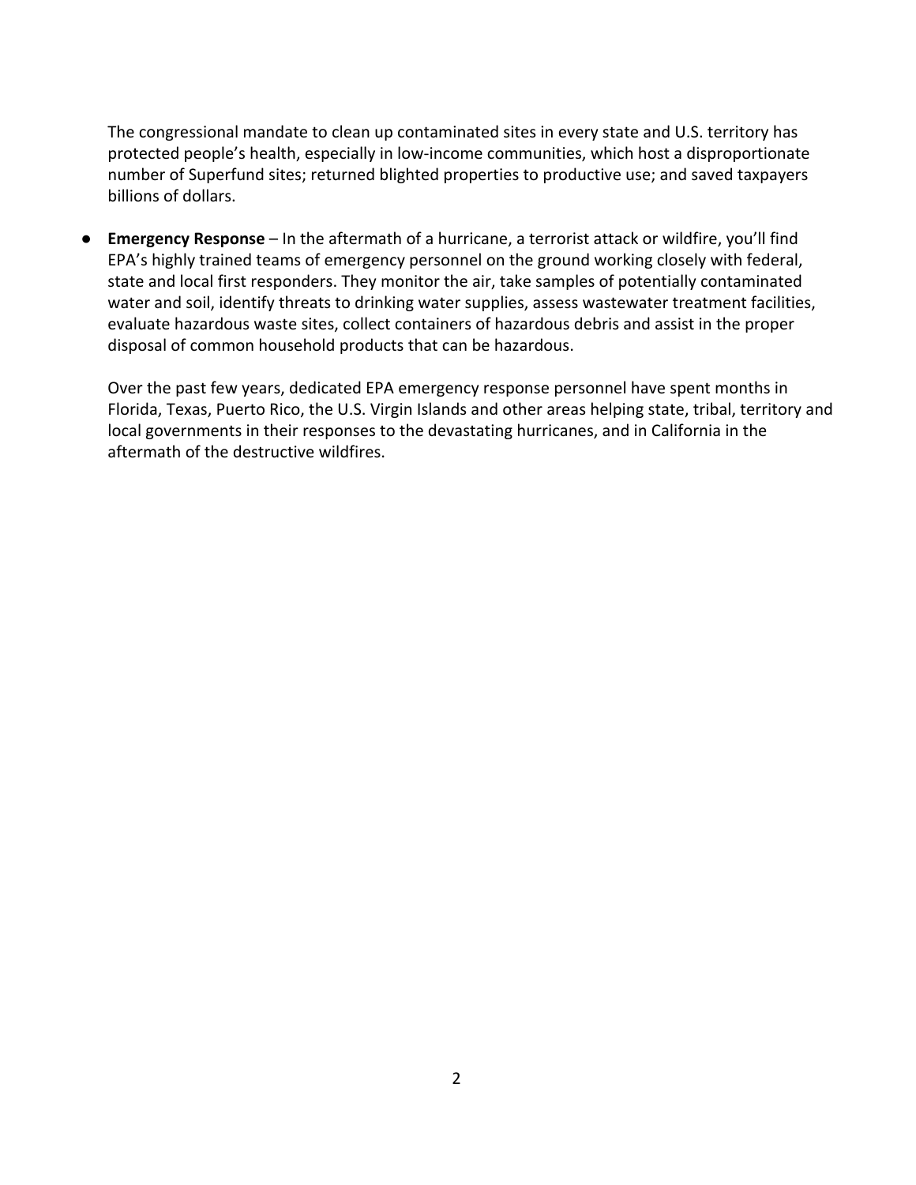The congressional mandate to clean up contaminated sites in every state and U.S. territory has protected people's health, especially in low-income communities, which host a disproportionate number of Superfund sites; returned blighted properties to productive use; and saved taxpayers billions of dollars.

- **Emergency Response** – In the aftermath of a hurricane, a terrorist attack or wildfire, you'll find EPA's highly trained teams of emergency personnel on the ground working closely with federal, state and local first responders. They monitor the air, take samples of potentially contaminated water and soil, identify threats to drinking water supplies, assess wastewater treatment facilities, evaluate hazardous waste sites, collect containers of hazardous debris and assist in the proper disposal of common household products that can be hazardous.

  Over the past few years, dedicated EPA emergency response personnel have spent months in Florida, Texas, Puerto Rico, the U.S. Virgin Islands and other areas helping state, tribal, territory and local governments in their responses to the devastating hurricanes, and in California in the aftermath of the destructive wildfires.